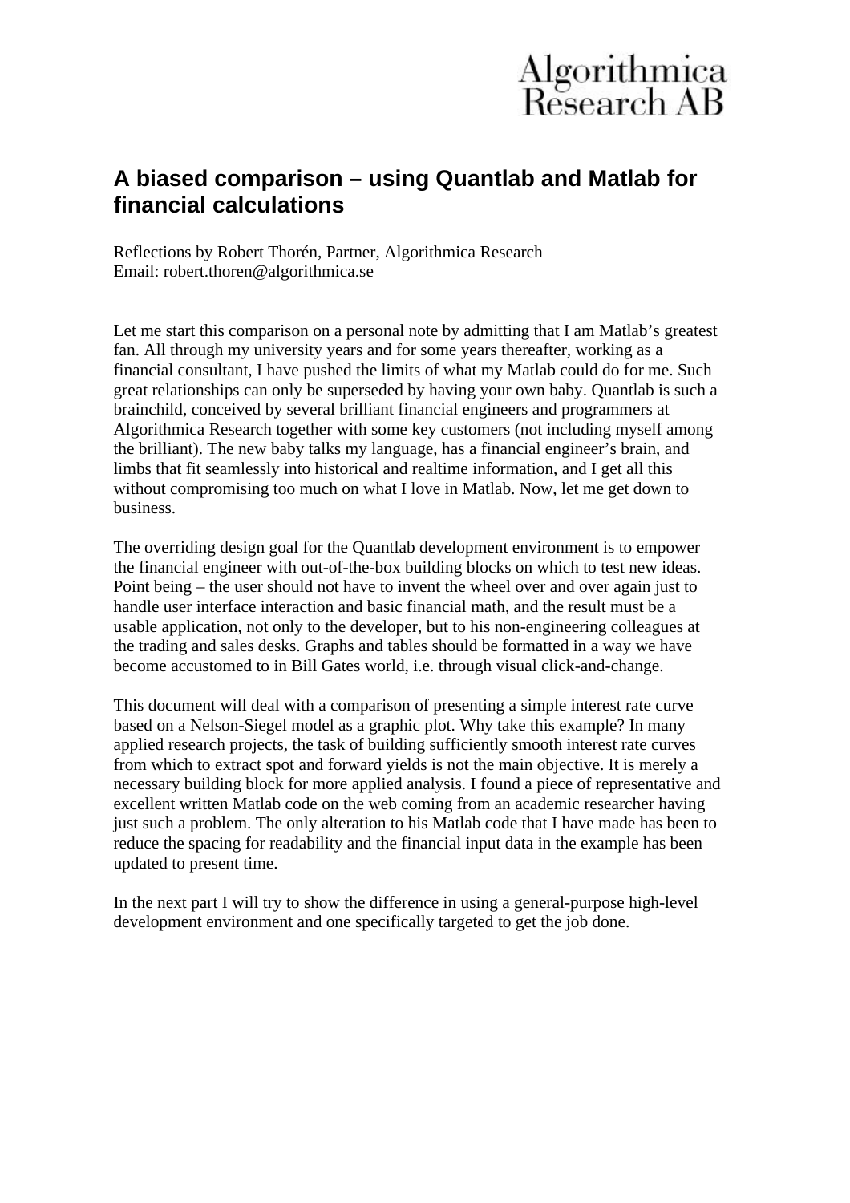Algorithmica Research AB

# A biased comparison – using Quantlab and Matlab for financial calculations

Reflections by Robert Thorén, Partner, Algorithmica Research
Email: robert.thoren@algorithmica.se

Let me start this comparison on a personal note by admitting that I am Matlab's greatest fan. All through my university years and for some years thereafter, working as a financial consultant, I have pushed the limits of what my Matlab could do for me. Such great relationships can only be superseded by having your own baby. Quantlab is such a brainchild, conceived by several brilliant financial engineers and programmers at Algorithmica Research together with some key customers (not including myself among the brilliant). The new baby talks my language, has a financial engineer's brain, and limbs that fit seamlessly into historical and realtime information, and I get all this without compromising too much on what I love in Matlab. Now, let me get down to business.

The overriding design goal for the Quantlab development environment is to empower the financial engineer with out-of-the-box building blocks on which to test new ideas. Point being – the user should not have to invent the wheel over and over again just to handle user interface interaction and basic financial math, and the result must be a usable application, not only to the developer, but to his non-engineering colleagues at the trading and sales desks. Graphs and tables should be formatted in a way we have become accustomed to in Bill Gates world, i.e. through visual click-and-change.

This document will deal with a comparison of presenting a simple interest rate curve based on a Nelson-Siegel model as a graphic plot. Why take this example? In many applied research projects, the task of building sufficiently smooth interest rate curves from which to extract spot and forward yields is not the main objective. It is merely a necessary building block for more applied analysis. I found a piece of representative and excellent written Matlab code on the web coming from an academic researcher having just such a problem. The only alteration to his Matlab code that I have made has been to reduce the spacing for readability and the financial input data in the example has been updated to present time.

In the next part I will try to show the difference in using a general-purpose high-level development environment and one specifically targeted to get the job done.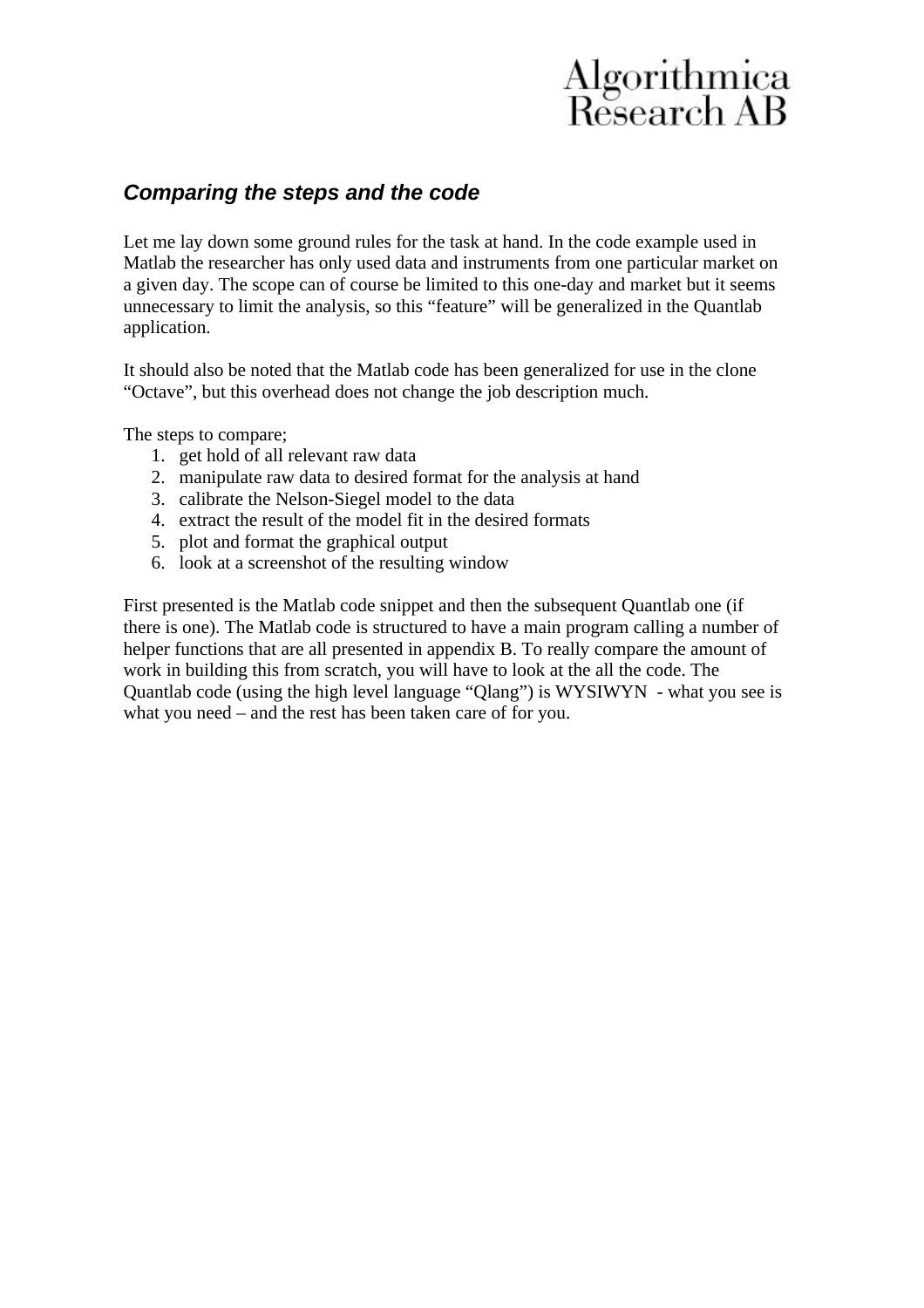## *Comparing the steps and the code*

Let me lay down some ground rules for the task at hand. In the code example used in Matlab the researcher has only used data and instruments from one particular market on a given day. The scope can of course be limited to this one-day and market but it seems unnecessary to limit the analysis, so this "feature" will be generalized in the Quantlab application.

It should also be noted that the Matlab code has been generalized for use in the clone "Octave", but this overhead does not change the job description much.

The steps to compare;

1. get hold of all relevant raw data
2. manipulate raw data to desired format for the analysis at hand
3. calibrate the Nelson-Siegel model to the data
4. extract the result of the model fit in the desired formats
5. plot and format the graphical output
6. look at a screenshot of the resulting window

First presented is the Matlab code snippet and then the subsequent Quantlab one (if there is one). The Matlab code is structured to have a main program calling a number of helper functions that are all presented in appendix B. To really compare the amount of work in building this from scratch, you will have to look at the all the code. The Quantlab code (using the high level language "Qlang") is WYSIWYN - what you see is what you need – and the rest has been taken care of for you.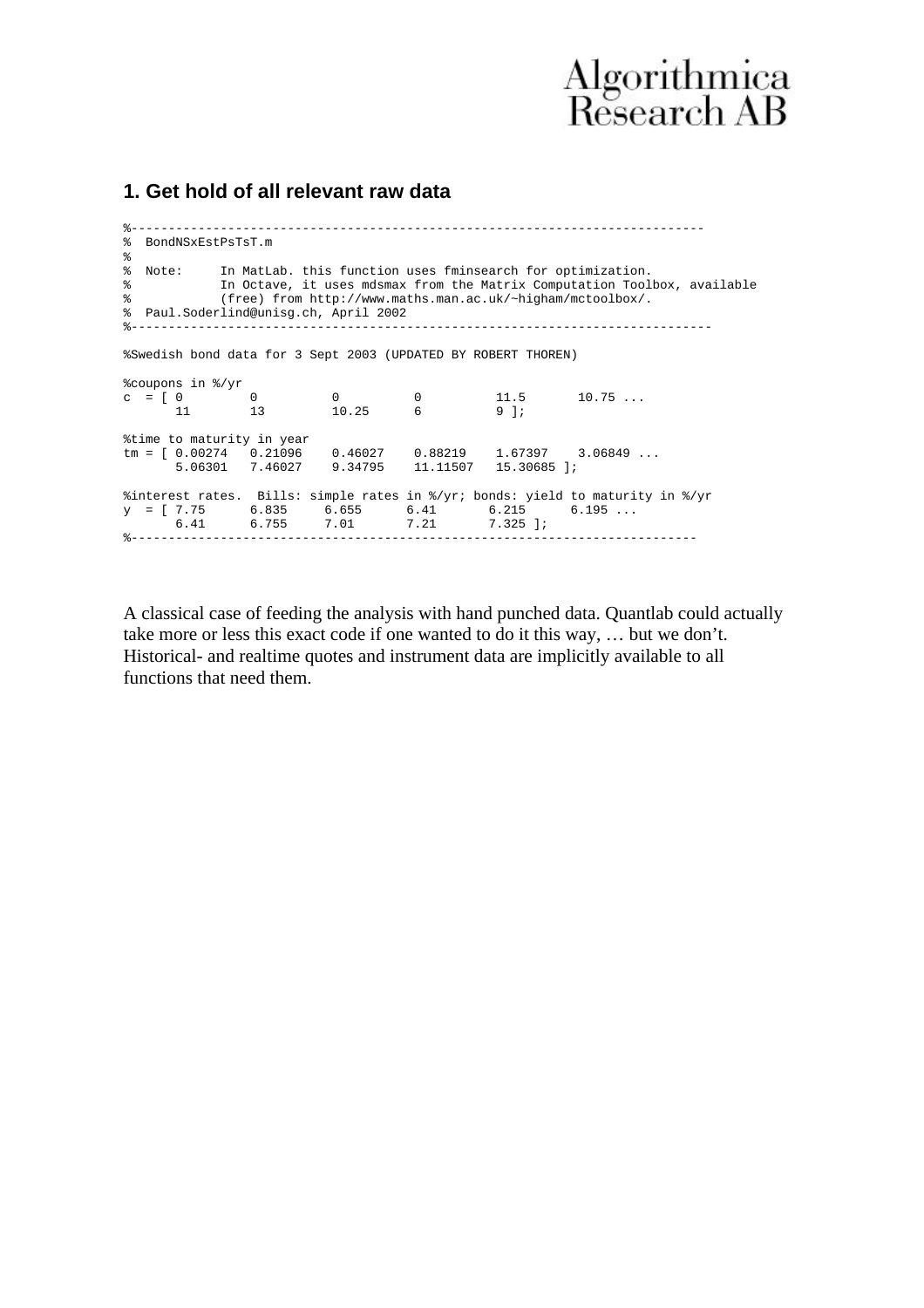## 1. Get hold of all relevant raw data

```
%----------------------------------------------------------------------------
%  BondNSxEstPsTsT.m
%
%  Note:     In MatLab. this function uses fminsearch for optimization.
%            In Octave, it uses mdsmax from the Matrix Computation Toolbox, available
%            (free) from http://www.maths.man.ac.uk/~higham/mctoolbox/.
%  Paul.Soderlind@unisg.ch, April 2002
%-----------------------------------------------------------------------------

%Swedish bond data for 3 Sept 2003 (UPDATED BY ROBERT THOREN)

%coupons in %/yr
c  = [ 0        0          0          0          11.5       10.75 ...
       11       13         10.25      6          9 ];

%time to maturity in year
tm = [ 0.00274   0.21096    0.46027    0.88219    1.67397    3.06849 ...
       5.06301   7.46027    9.34795    11.11507   15.30685 ];

%interest rates.  Bills: simple rates in %/yr; bonds: yield to maturity in %/yr
y  = [ 7.75      6.835     6.655      6.41       6.215      6.195 ...
       6.41      6.755     7.01       7.21       7.325 ];
%---------------------------------------------------------------------------
```

A classical case of feeding the analysis with hand punched data. Quantlab could actually take more or less this exact code if one wanted to do it this way, … but we don't. Historical- and realtime quotes and instrument data are implicitly available to all functions that need them.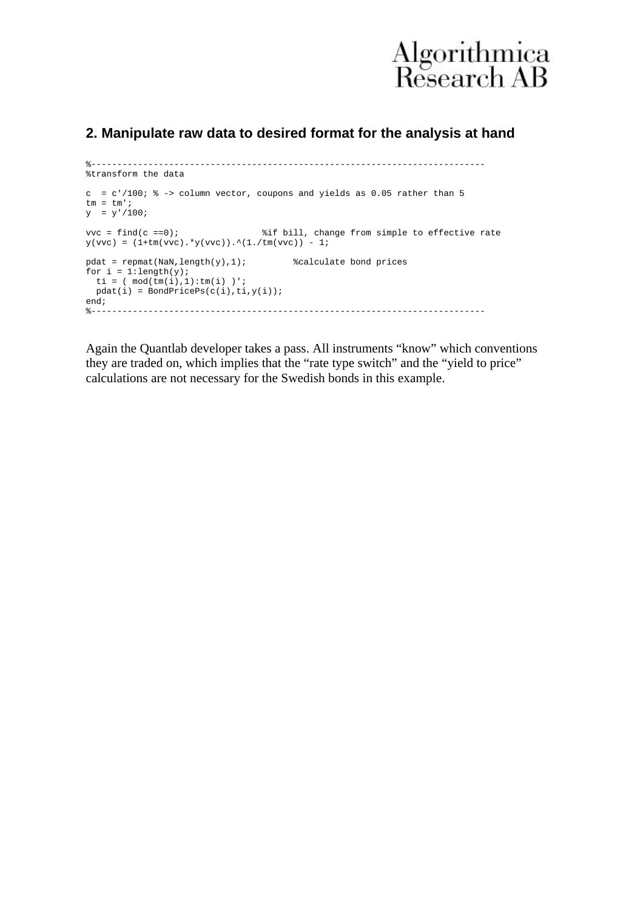## 2. Manipulate raw data to desired format for the analysis at hand

```
%--------------------------------------------------------------------------
%transform the data

c  = c'/100; % -> column vector, coupons and yields as 0.05 rather than 5
tm = tm';
y  = y'/100;

vvc = find(c ==0);                %if bill, change from simple to effective rate
y(vvc) = (1+tm(vvc).*y(vvc)).^(1./tm(vvc)) - 1;

pdat = repmat(NaN,length(y),1);         %calculate bond prices
for i = 1:length(y);
  ti = ( mod(tm(i),1):tm(i) )';
  pdat(i) = BondPricePs(c(i),ti,y(i));
end;
%--------------------------------------------------------------------------
```

Again the Quantlab developer takes a pass. All instruments "know" which conventions they are traded on, which implies that the "rate type switch" and the "yield to price" calculations are not necessary for the Swedish bonds in this example.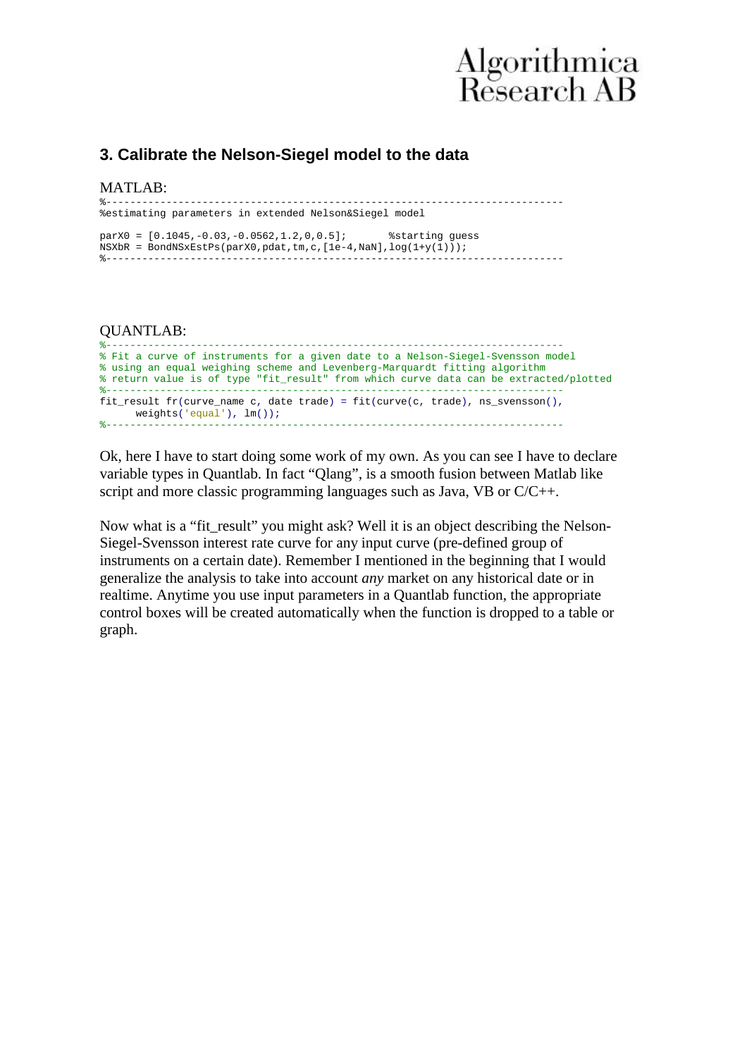### 3. Calibrate the Nelson-Siegel model to the data

MATLAB:

```
%--------------------------------------------------------------------------
%estimating parameters in extended Nelson&Siegel model

parX0 = [0.1045,-0.03,-0.0562,1.2,0,0.5];       %starting guess
NSXbR = BondNSxEstPs(parX0,pdat,tm,c,[1e-4,NaN],log(1+y(1)));
%--------------------------------------------------------------------------
```

QUANTLAB:

```
%--------------------------------------------------------------------------
% Fit a curve of instruments for a given date to a Nelson-Siegel-Svensson model
% using an equal weighing scheme and Levenberg-Marquardt fitting algorithm
% return value is of type "fit_result" from which curve data can be extracted/plotted
%--------------------------------------------------------------------------
fit_result fr(curve_name c, date trade) = fit(curve(c, trade), ns_svensson(),
      weights('equal'), lm());
%--------------------------------------------------------------------------
```

Ok, here I have to start doing some work of my own. As you can see I have to declare variable types in Quantlab. In fact "Qlang", is a smooth fusion between Matlab like script and more classic programming languages such as Java, VB or C/C++.

Now what is a "fit_result" you might ask? Well it is an object describing the Nelson-Siegel-Svensson interest rate curve for any input curve (pre-defined group of instruments on a certain date). Remember I mentioned in the beginning that I would generalize the analysis to take into account *any* market on any historical date or in realtime. Anytime you use input parameters in a Quantlab function, the appropriate control boxes will be created automatically when the function is dropped to a table or graph.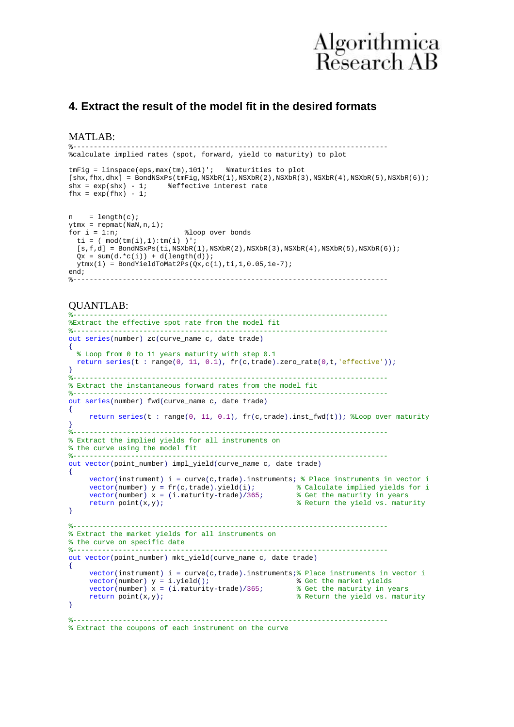## 4. Extract the result of the model fit in the desired formats

MATLAB:

```
%---------------------------------------------------------------------------
%calculate implied rates (spot, forward, yield to maturity) to plot

tmFig = linspace(eps,max(tm),101)';   %maturities to plot
[shx,fhx,dhx] = BondNSxPs(tmFig,NSXbR(1),NSXbR(2),NSXbR(3),NSXbR(4),NSXbR(5),NSXbR(6));
shx = exp(shx) - 1;     %effective interest rate
fhx = exp(fhx) - 1;


n    = length(c);
ytmx = repmat(NaN,n,1);
for i = 1:n;              %loop over bonds
  ti = ( mod(tm(i),1):tm(i) )';
  [s,f,d] = BondNSxPs(ti,NSXbR(1),NSXbR(2),NSXbR(3),NSXbR(4),NSXbR(5),NSXbR(6));
  Qx = sum(d.*c(i)) + d(length(d));
  ytmx(i) = BondYieldToMat2Ps(Qx,c(i),ti,1,0.05,1e-7);
end;
%---------------------------------------------------------------------------
```

QUANTLAB:

```
%---------------------------------------------------------------------------
%Extract the effective spot rate from the model fit
%---------------------------------------------------------------------------
out series(number) zc(curve_name c, date trade)
{
  % Loop from 0 to 11 years maturity with step 0.1
  return series(t : range(0, 11, 0.1), fr(c,trade).zero_rate(0,t,'effective'));
}
%---------------------------------------------------------------------------
% Extract the instantaneous forward rates from the model fit
%---------------------------------------------------------------------------
out series(number) fwd(curve_name c, date trade)
{
     return series(t : range(0, 11, 0.1), fr(c,trade).inst_fwd(t)); %Loop over maturity
}
%---------------------------------------------------------------------------
% Extract the implied yields for all instruments on
% the curve using the model fit
%---------------------------------------------------------------------------
out vector(point_number) impl_yield(curve_name c, date trade)
{
     vector(instrument) i = curve(c,trade).instruments; % Place instruments in vector i
     vector(number) y = fr(c,trade).yield(i);          % Calculate implied yields for i
     vector(number) x = (i.maturity-trade)/365;        % Get the maturity in years
     return point(x,y);                                % Return the yield vs. maturity
}

%---------------------------------------------------------------------------
% Extract the market yields for all instruments on
% the curve on specific date
%---------------------------------------------------------------------------
out vector(point_number) mkt_yield(curve_name c, date trade)
{
     vector(instrument) i = curve(c,trade).instruments;% Place instruments in vector i
     vector(number) y = i.yield();                     % Get the market yields
     vector(number) x = (i.maturity-trade)/365;        % Get the maturity in years
     return point(x,y);                                % Return the yield vs. maturity
}

%---------------------------------------------------------------------------
% Extract the coupons of each instrument on the curve
```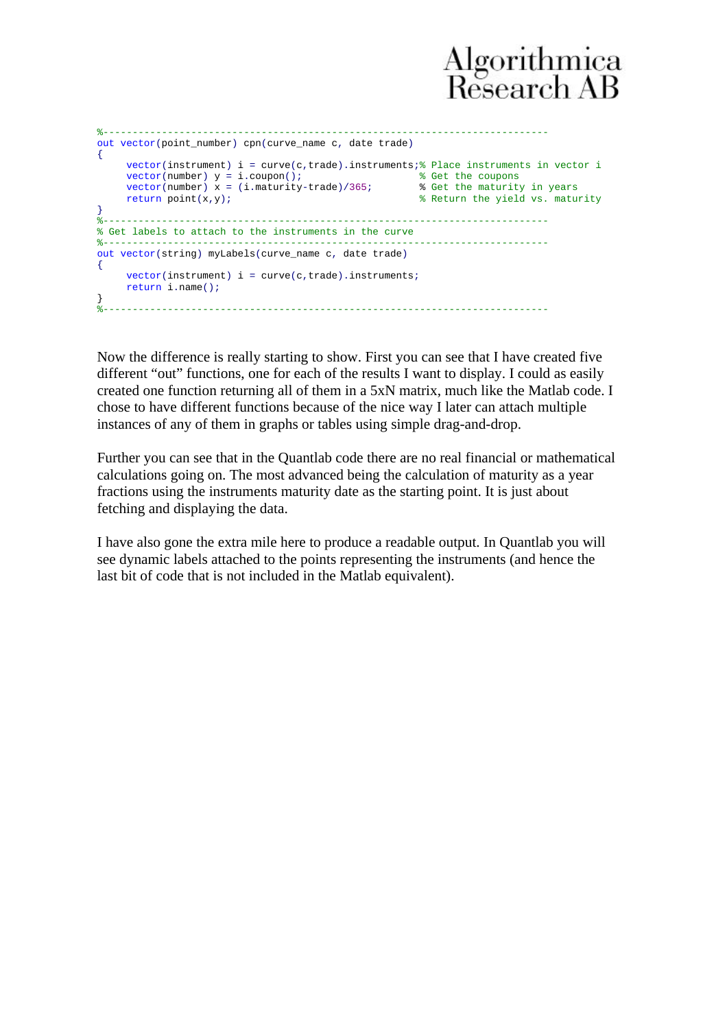```
%--------------------------------------------------------------------------
out vector(point_number) cpn(curve_name c, date trade)
{
     vector(instrument) i = curve(c,trade).instruments;% Place instruments in vector i
     vector(number) y = i.coupon();                     % Get the coupons
     vector(number) x = (i.maturity-trade)/365;         % Get the maturity in years
     return point(x,y);                                 % Return the yield vs. maturity
}
%--------------------------------------------------------------------------
% Get labels to attach to the instruments in the curve
%--------------------------------------------------------------------------
out vector(string) myLabels(curve_name c, date trade)
{
     vector(instrument) i = curve(c,trade).instruments;
     return i.name();
}
%--------------------------------------------------------------------------
```

Now the difference is really starting to show. First you can see that I have created five different "out" functions, one for each of the results I want to display. I could as easily created one function returning all of them in a 5xN matrix, much like the Matlab code. I chose to have different functions because of the nice way I later can attach multiple instances of any of them in graphs or tables using simple drag-and-drop.

Further you can see that in the Quantlab code there are no real financial or mathematical calculations going on. The most advanced being the calculation of maturity as a year fractions using the instruments maturity date as the starting point. It is just about fetching and displaying the data.

I have also gone the extra mile here to produce a readable output. In Quantlab you will see dynamic labels attached to the points representing the instruments (and hence the last bit of code that is not included in the Matlab equivalent).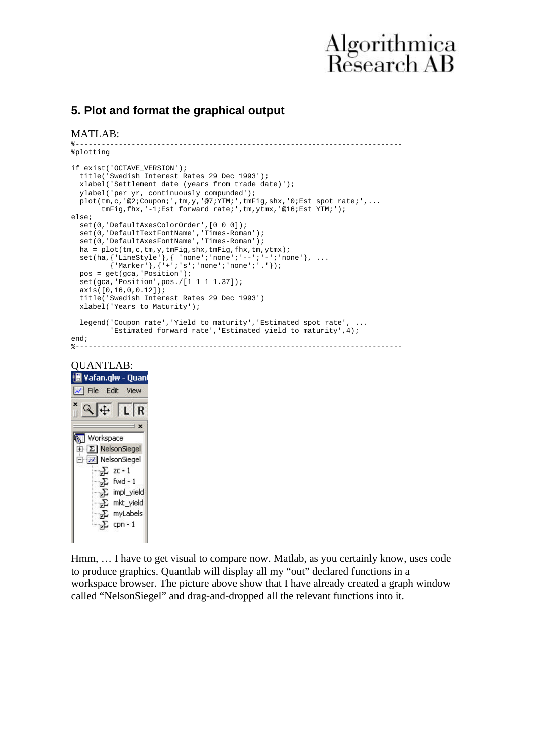## 5. Plot and format the graphical output

MATLAB:

```
%--------------------------------------------------------------------------
%plotting

if exist('OCTAVE_VERSION');
  title('Swedish Interest Rates 29 Dec 1993');
  xlabel('Settlement date (years from trade date)');
  ylabel('per yr, continuously compunded');
  plot(tm,c,'@2;Coupon;',tm,y,'@7;YTM;',tmFig,shx,'0;Est spot rate;',...
       tmFig,fhx,'-1;Est forward rate;',tm,ytmx,'@16;Est YTM;');
else;
  set(0,'DefaultAxesColorOrder',[0 0 0]);
  set(0,'DefaultTextFontName','Times-Roman');
  set(0,'DefaultAxesFontName','Times-Roman');
  ha = plot(tm,c,tm,y,tmFig,shx,tmFig,fhx,tm,ytmx);
  set(ha,{'LineStyle'},{ 'none';'none';'--';'-';'none'}, ...
         {'Marker'},{'+';'s';'none';'none';'.'});
  pos = get(gca,'Position');
  set(gca,'Position',pos./[1 1 1 1.37]);
  axis([0,16,0,0.12]);
  title('Swedish Interest Rates 29 Dec 1993')
  xlabel('Years to Maturity');

  legend('Coupon rate','Yield to maturity','Estimated spot rate', ...
         'Estimated forward rate','Estimated yield to maturity',4);
end;
%--------------------------------------------------------------------------
```

QUANTLAB:

```
Vafan.qlw - Quan
File  Edit  View

Workspace
  [+] NelsonSiegel
  [-] NelsonSiegel
        zc - 1
        fwd - 1
        impl_yield
        mkt_yield
        myLabels
        cpn - 1
```

Hmm, … I have to get visual to compare now. Matlab, as you certainly know, uses code to produce graphics. Quantlab will display all my "out" declared functions in a workspace browser. The picture above show that I have already created a graph window called "NelsonSiegel" and drag-and-dropped all the relevant functions into it.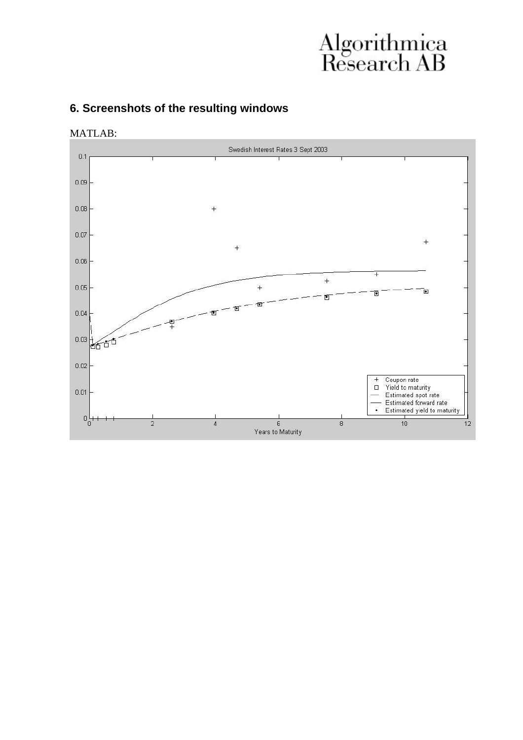## 6. Screenshots of the resulting windows

MATLAB: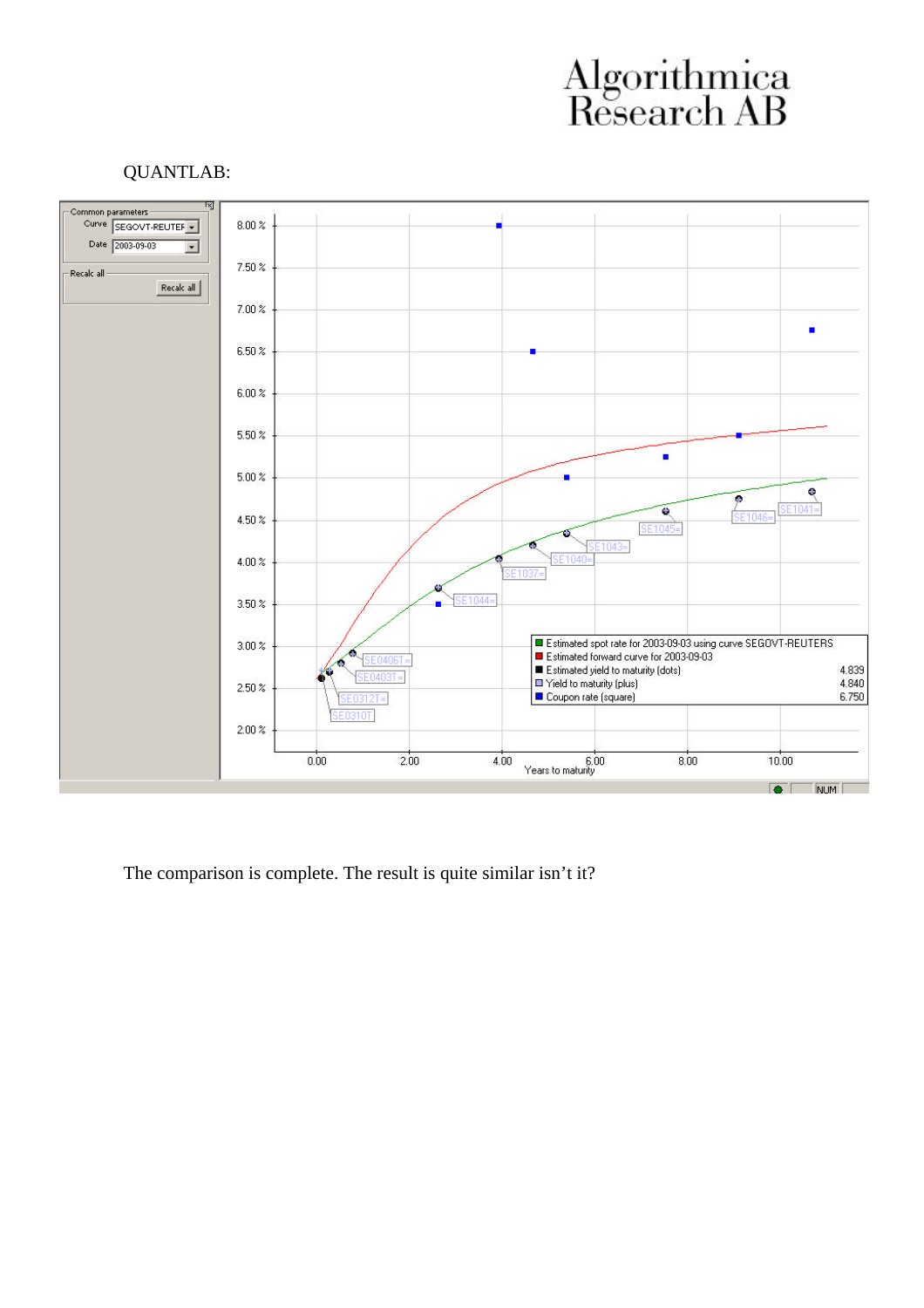QUANTLAB:

The comparison is complete. The result is quite similar isn't it?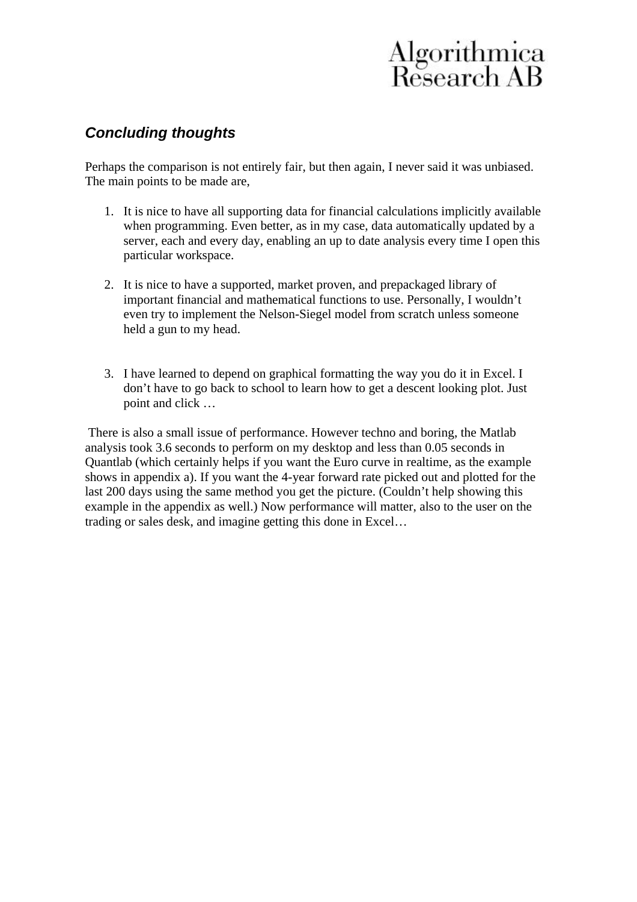## *Concluding thoughts*

Perhaps the comparison is not entirely fair, but then again, I never said it was unbiased. The main points to be made are,

1. It is nice to have all supporting data for financial calculations implicitly available when programming. Even better, as in my case, data automatically updated by a server, each and every day, enabling an up to date analysis every time I open this particular workspace.

2. It is nice to have a supported, market proven, and prepackaged library of important financial and mathematical functions to use. Personally, I wouldn't even try to implement the Nelson-Siegel model from scratch unless someone held a gun to my head.

3. I have learned to depend on graphical formatting the way you do it in Excel. I don't have to go back to school to learn how to get a descent looking plot. Just point and click …

There is also a small issue of performance. However techno and boring, the Matlab analysis took 3.6 seconds to perform on my desktop and less than 0.05 seconds in Quantlab (which certainly helps if you want the Euro curve in realtime, as the example shows in appendix a). If you want the 4-year forward rate picked out and plotted for the last 200 days using the same method you get the picture. (Couldn't help showing this example in the appendix as well.) Now performance will matter, also to the user on the trading or sales desk, and imagine getting this done in Excel…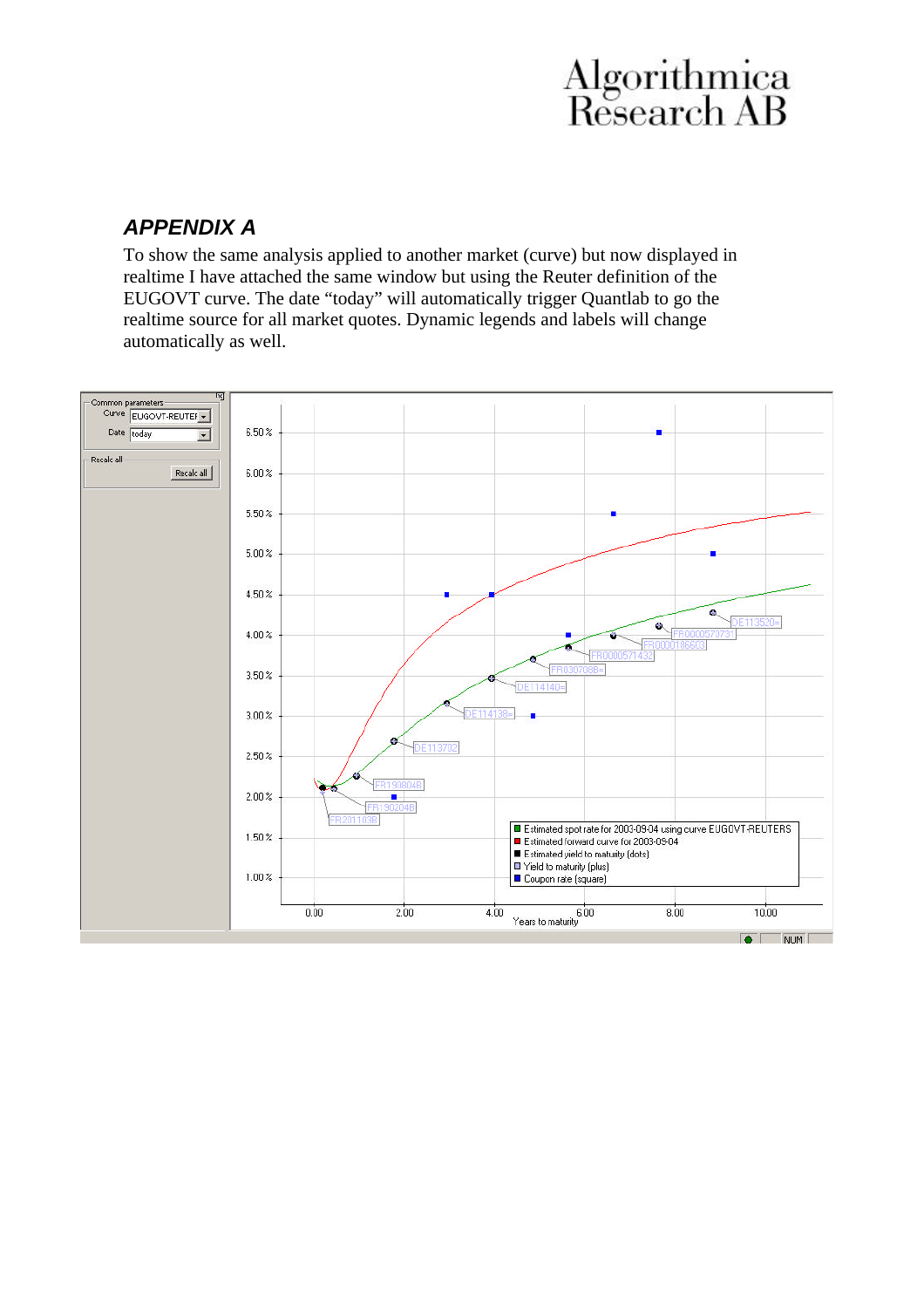## *APPENDIX A*

To show the same analysis applied to another market (curve) but now displayed in realtime I have attached the same window but using the Reuter definition of the EUGOVT curve. The date "today" will automatically trigger Quantlab to go the realtime source for all market quotes. Dynamic legends and labels will change automatically as well.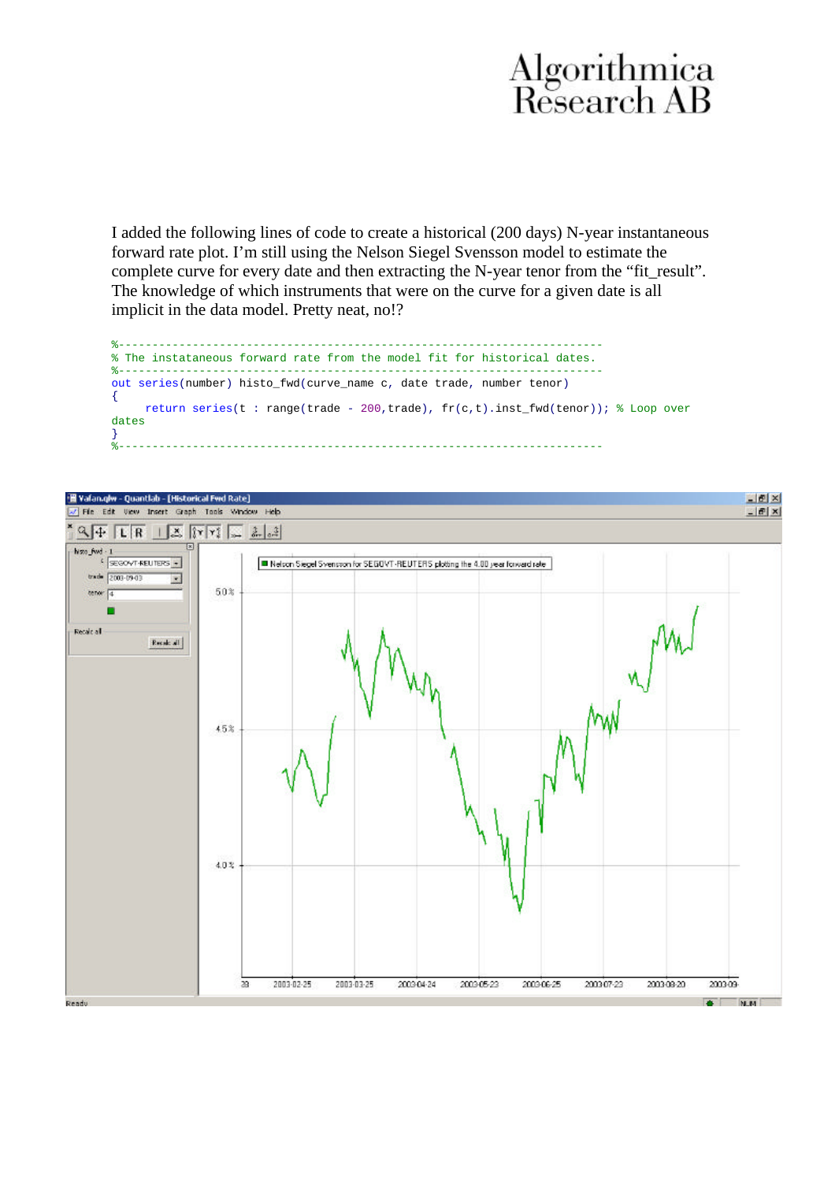I added the following lines of code to create a historical (200 days) N-year instantaneous forward rate plot. I'm still using the Nelson Siegel Svensson model to estimate the complete curve for every date and then extracting the N-year tenor from the "fit_result". The knowledge of which instruments that were on the curve for a given date is all implicit in the data model. Pretty neat, no!?

```
%----------------------------------------------------------------------
% The instataneous forward rate from the model fit for historical dates.
%----------------------------------------------------------------------
out series(number) histo_fwd(curve_name c, date trade, number tenor)
{
     return series(t : range(trade - 200,trade), fr(c,t).inst_fwd(tenor)); % Loop over
dates
}
%----------------------------------------------------------------------
```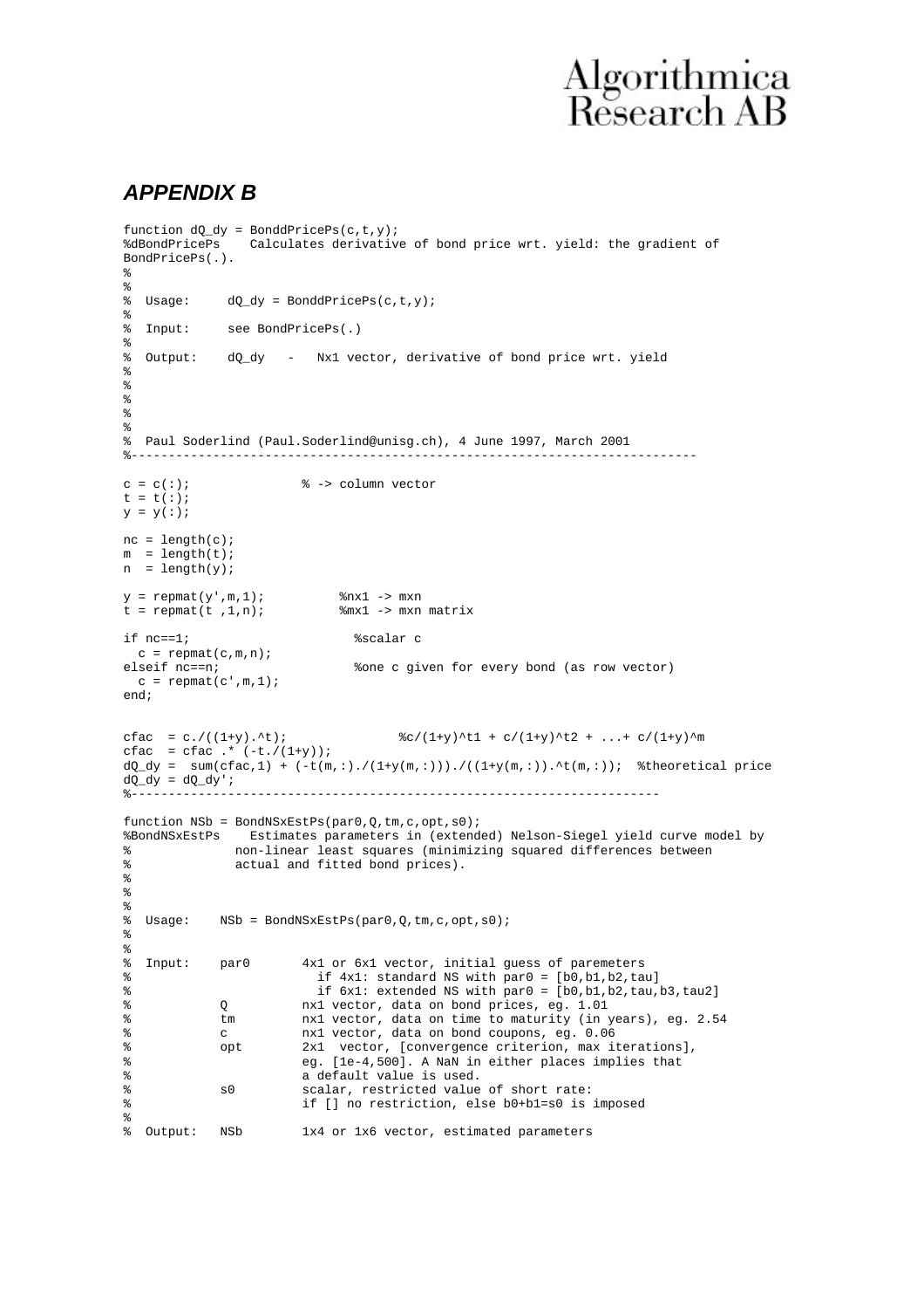## *APPENDIX B*

```
function dQ_dy = BonddPricePs(c,t,y);
%dBondPricePs    Calculates derivative of bond price wrt. yield: the gradient of
BondPricePs(.).
%
%
%  Usage:     dQ_dy = BonddPricePs(c,t,y);
%
%  Input:     see BondPricePs(.)
%
%  Output:    dQ_dy   -   Nx1 vector, derivative of bond price wrt. yield
%
%
%
%
%
%  Paul Soderlind (Paul.Soderlind@unisg.ch), 4 June 1997, March 2001
%--------------------------------------------------------------------------

c = c(:);               % -> column vector
t = t(:);
y = y(:);

nc = length(c);
m  = length(t);
n  = length(y);

y = repmat(y',m,1);          %nx1 -> mxn
t = repmat(t ,1,n);          %mx1 -> mxn matrix

if nc==1;                      %scalar c
  c = repmat(c,m,n);
elseif nc==n;                  %one c given for every bond (as row vector)
  c = repmat(c',m,1);
end;


cfac  = c./((1+y).^t);               %c/(1+y)^t1 + c/(1+y)^t2 + ...+ c/(1+y)^m
cfac  = cfac .* (-t./(1+y));
dQ_dy =  sum(cfac,1) + (-t(m,:)./(1+y(m,:)))./((1+y(m,:)).^t(m,:));  %theoretical price
dQ_dy = dQ_dy';
%---------------------------------------------------------------------

function NSb = BondNSxEstPs(par0,Q,tm,c,opt,s0);
%BondNSxEstPs    Estimates parameters in (extended) Nelson-Siegel yield curve model by
%              non-linear least squares (minimizing squared differences between
%              actual and fitted bond prices).
%
%
%
%  Usage:    NSb = BondNSxEstPs(par0,Q,tm,c,opt,s0);
%
%
%  Input:    par0       4x1 or 6x1 vector, initial guess of paremeters
%                         if 4x1: standard NS with par0 = [b0,b1,b2,tau]
%                         if 6x1: extended NS with par0 = [b0,b1,b2,tau,b3,tau2]
%            Q          nx1 vector, data on bond prices, eg. 1.01
%            tm         nx1 vector, data on time to maturity (in years), eg. 2.54
%            c          nx1 vector, data on bond coupons, eg. 0.06
%            opt        2x1  vector, [convergence criterion, max iterations],
%                       eg. [1e-4,500]. A NaN in either places implies that
%                       a default value is used.
%            s0         scalar, restricted value of short rate:
%                       if [] no restriction, else b0+b1=s0 is imposed
%
%  Output:   NSb        1x4 or 1x6 vector, estimated parameters
```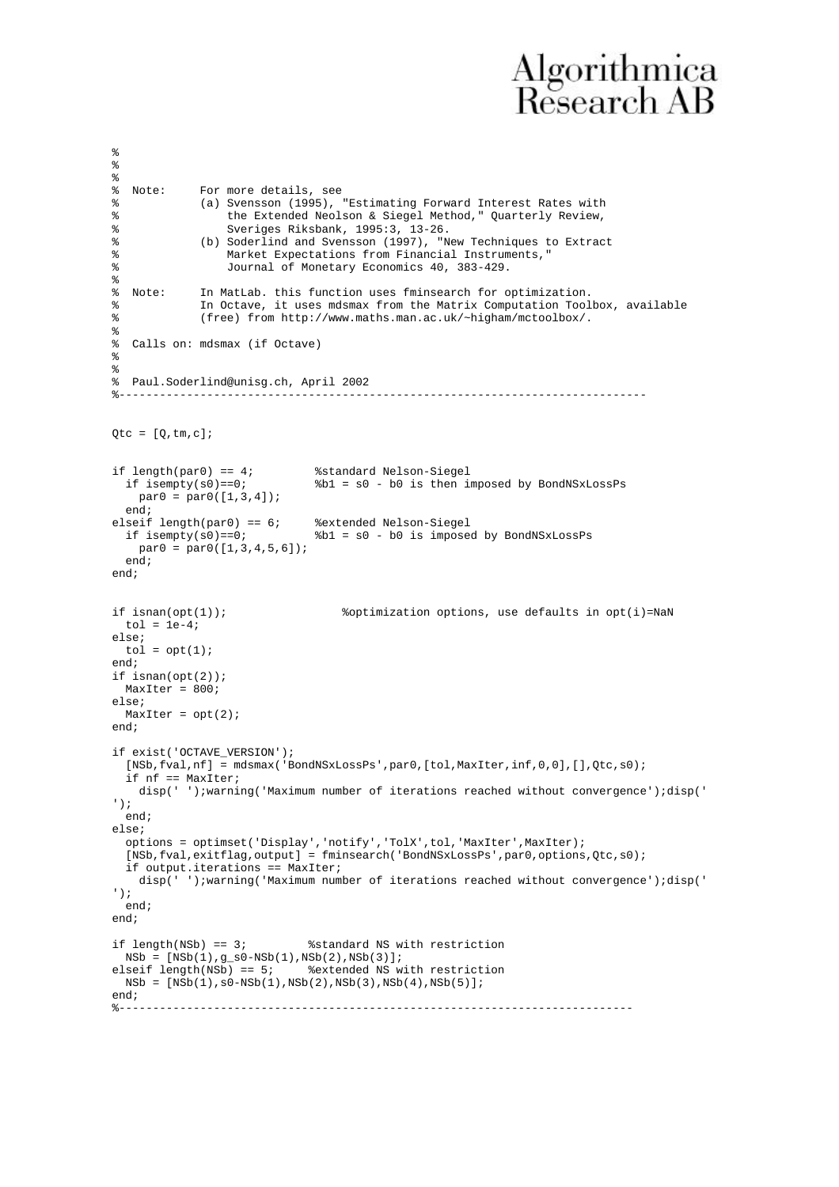```
%
%
%
%  Note:     For more details, see
%            (a) Svensson (1995), "Estimating Forward Interest Rates with
%                the Extended Neolson & Siegel Method," Quarterly Review,
%                Sveriges Riksbank, 1995:3, 13-26.
%            (b) Soderlind and Svensson (1997), "New Techniques to Extract
%                Market Expectations from Financial Instruments,"
%                Journal of Monetary Economics 40, 383-429.
%
%  Note:     In MatLab. this function uses fminsearch for optimization.
%            In Octave, it uses mdsmax from the Matrix Computation Toolbox, available
%            (free) from http://www.maths.man.ac.uk/~higham/mctoolbox/.
%
%  Calls on: mdsmax (if Octave)
%
%
%  Paul.Soderlind@unisg.ch, April 2002
%------------------------------------------------------------------------------


Qtc = [Q,tm,c];


if length(par0) == 4;         %standard Nelson-Siegel
  if isempty(s0)==0;          %b1 = s0 - b0 is then imposed by BondNSxLossPs
    par0 = par0([1,3,4]);
  end;
elseif length(par0) == 6;     %extended Nelson-Siegel
  if isempty(s0)==0;          %b1 = s0 - b0 is imposed by BondNSxLossPs
    par0 = par0([1,3,4,5,6]);
  end;
end;


if isnan(opt(1));                 %optimization options, use defaults in opt(i)=NaN
  tol = 1e-4;
else;
  tol = opt(1);
end;
if isnan(opt(2));
  MaxIter = 800;
else;
  MaxIter = opt(2);
end;

if exist('OCTAVE_VERSION');
  [NSb,fval,nf] = mdsmax('BondNSxLossPs',par0,[tol,MaxIter,inf,0,0],[],Qtc,s0);
  if nf == MaxIter;
    disp(' ');warning('Maximum number of iterations reached without convergence');disp('
');
  end;
else;
  options = optimset('Display','notify','TolX',tol,'MaxIter',MaxIter);
  [NSb,fval,exitflag,output] = fminsearch('BondNSxLossPs',par0,options,Qtc,s0);
  if output.iterations == MaxIter;
    disp(' ');warning('Maximum number of iterations reached without convergence');disp('
');
  end;
end;

if length(NSb) == 3;         %standard NS with restriction
  NSb = [NSb(1),g_s0-NSb(1),NSb(2),NSb(3)];
elseif length(NSb) == 5;     %extended NS with restriction
  NSb = [NSb(1),s0-NSb(1),NSb(2),NSb(3),NSb(4),NSb(5)];
end;
%--------------------------------------------------------------------------
```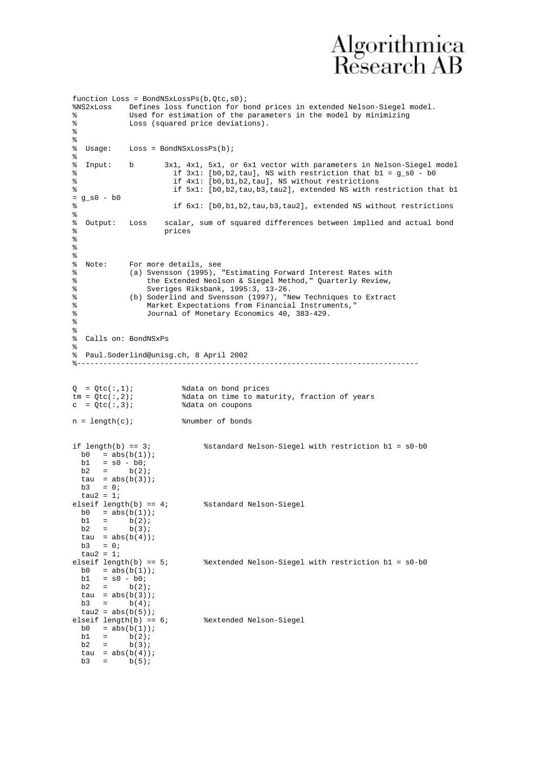```
function Loss = BondNSxLossPs(b,Qtc,s0);
%NS2xLoss    Defines loss function for bond prices in extended Nelson-Siegel model.
%            Used for estimation of the parameters in the model by minimizing
%            Loss (squared price deviations).
%
%
%  Usage:    Loss = BondNSxLossPs(b);
%
%  Input:    b       3x1, 4x1, 5x1, or 6x1 vector with parameters in Nelson-Siegel model
%                      if 3x1: [b0,b2,tau], NS with restriction that b1 = g_s0 - b0
%                      if 4x1: [b0,b1,b2,tau], NS without restrictions
%                      if 5x1: [b0,b2,tau,b3,tau2], extended NS with restriction that b1
= g_s0 - b0
%                      if 6x1: [b0,b1,b2,tau,b3,tau2], extended NS without restrictions
%
%  Output:   Loss    scalar, sum of squared differences between implied and actual bond
%                    prices
%
%
%
%  Note:     For more details, see
%            (a) Svensson (1995), "Estimating Forward Interest Rates with
%                the Extended Neolson & Siegel Method," Quarterly Review,
%                Sveriges Riksbank, 1995:3, 13-26.
%            (b) Soderlind and Svensson (1997), "New Techniques to Extract
%                Market Expectations from Financial Instruments,"
%                Journal of Monetary Economics 40, 383-429.
%
%
%  Calls on: BondNSxPs
%
%  Paul.Soderlind@unisg.ch, 8 April 2002
%----------------------------------------------------------------------------


Q  = Qtc(:,1);           %data on bond prices
tm = Qtc(:,2);           %data on time to maturity, fraction of years
c  = Qtc(:,3);           %data on coupons

n = length(c);           %number of bonds


if length(b) == 3;           %standard Nelson-Siegel with restriction b1 = s0-b0
  b0   = abs(b(1));
  b1   = s0 - b0;
  b2   =     b(2);
  tau  = abs(b(3));
  b3   = 0;
  tau2 = 1;
elseif length(b) == 4;       %standard Nelson-Siegel
  b0   = abs(b(1));
  b1   =     b(2);
  b2   =     b(3);
  tau  = abs(b(4));
  b3   = 0;
  tau2 = 1;
elseif length(b) == 5;       %extended Nelson-Siegel with restriction b1 = s0-b0
  b0   = abs(b(1));
  b1   = s0 - b0;
  b2   =     b(2);
  tau  = abs(b(3));
  b3   =     b(4);
  tau2 = abs(b(5));
elseif length(b) == 6;       %extended Nelson-Siegel
  b0   = abs(b(1));
  b1   =     b(2);
  b2   =     b(3);
  tau  = abs(b(4));
  b3   =     b(5);
```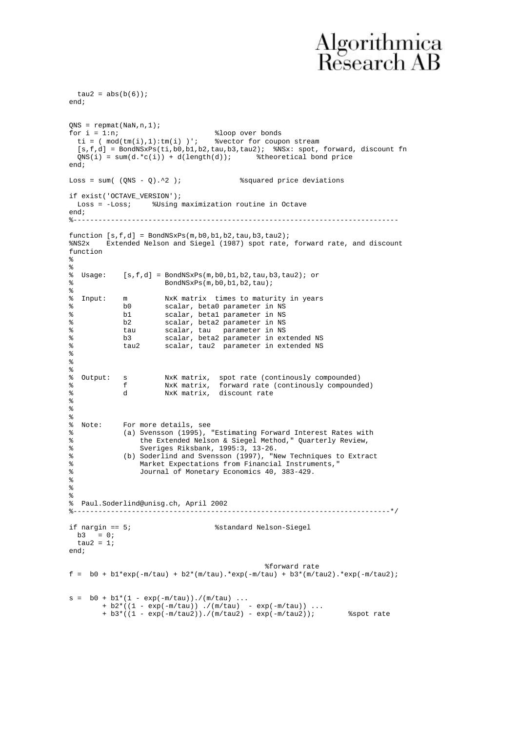```
  tau2 = abs(b(6));
end;


QNS = repmat(NaN,n,1);
for i = 1:n;                        %loop over bonds
  ti = ( mod(tm(i),1):tm(i) )';    %vector for coupon stream
  [s,f,d] = BondNSxPs(ti,b0,b1,b2,tau,b3,tau2);  %NSx: spot, forward, discount fn
  QNS(i) = sum(d.*c(i)) + d(length(d));      %theoretical bond price
end;

Loss = sum( (QNS - Q).^2 );              %squared price deviations

if exist('OCTAVE_VERSION');
  Loss = -Loss;     %Using maximization routine in Octave
end;
%--------------------------------------------------------------------------

function [s,f,d] = BondNSxPs(m,b0,b1,b2,tau,b3,tau2);
%NS2x    Extended Nelson and Siegel (1987) spot rate, forward rate, and discount
function
%
%
%  Usage:    [s,f,d] = BondNSxPs(m,b0,b1,b2,tau,b3,tau2); or
%                      BondNSxPs(m,b0,b1,b2,tau);
%
%  Input:    m         NxK matrix  times to maturity in years
%            b0        scalar, beta0 parameter in NS
%            b1        scalar, beta1 parameter in NS
%            b2        scalar, beta2 parameter in NS
%            tau       scalar, tau   parameter in NS
%            b3        scalar, beta2 parameter in extended NS
%            tau2      scalar, tau2  parameter in extended NS
%
%
%
%  Output:   s         NxK matrix,  spot rate (continously compounded)
%            f         NxK matrix,  forward rate (continously compounded)
%            d         NxK matrix,  discount rate
%
%
%
%  Note:     For more details, see
%            (a) Svensson (1995), "Estimating Forward Interest Rates with
%                the Extended Nelson & Siegel Method," Quarterly Review,
%                Sveriges Riksbank, 1995:3, 13-26.
%            (b) Soderlind and Svensson (1997), "New Techniques to Extract
%                Market Expectations from Financial Instruments,"
%                Journal of Monetary Economics 40, 383-429.
%
%
%
%  Paul.Soderlind@unisg.ch, April 2002
%--------------------------------------------------------------------------*/

if nargin == 5;                   %standard Nelson-Siegel
  b3   = 0;
  tau2 = 1;
end;

                                              %forward rate
f =  b0 + b1*exp(-m/tau) + b2*(m/tau).*exp(-m/tau) + b3*(m/tau2).*exp(-m/tau2);


s =  b0 + b1*(1 - exp(-m/tau))./(m/tau) ...
        + b2*((1 - exp(-m/tau)) ./(m/tau)  - exp(-m/tau)) ...
        + b3*((1 - exp(-m/tau2))./(m/tau2) - exp(-m/tau2));       %spot rate
```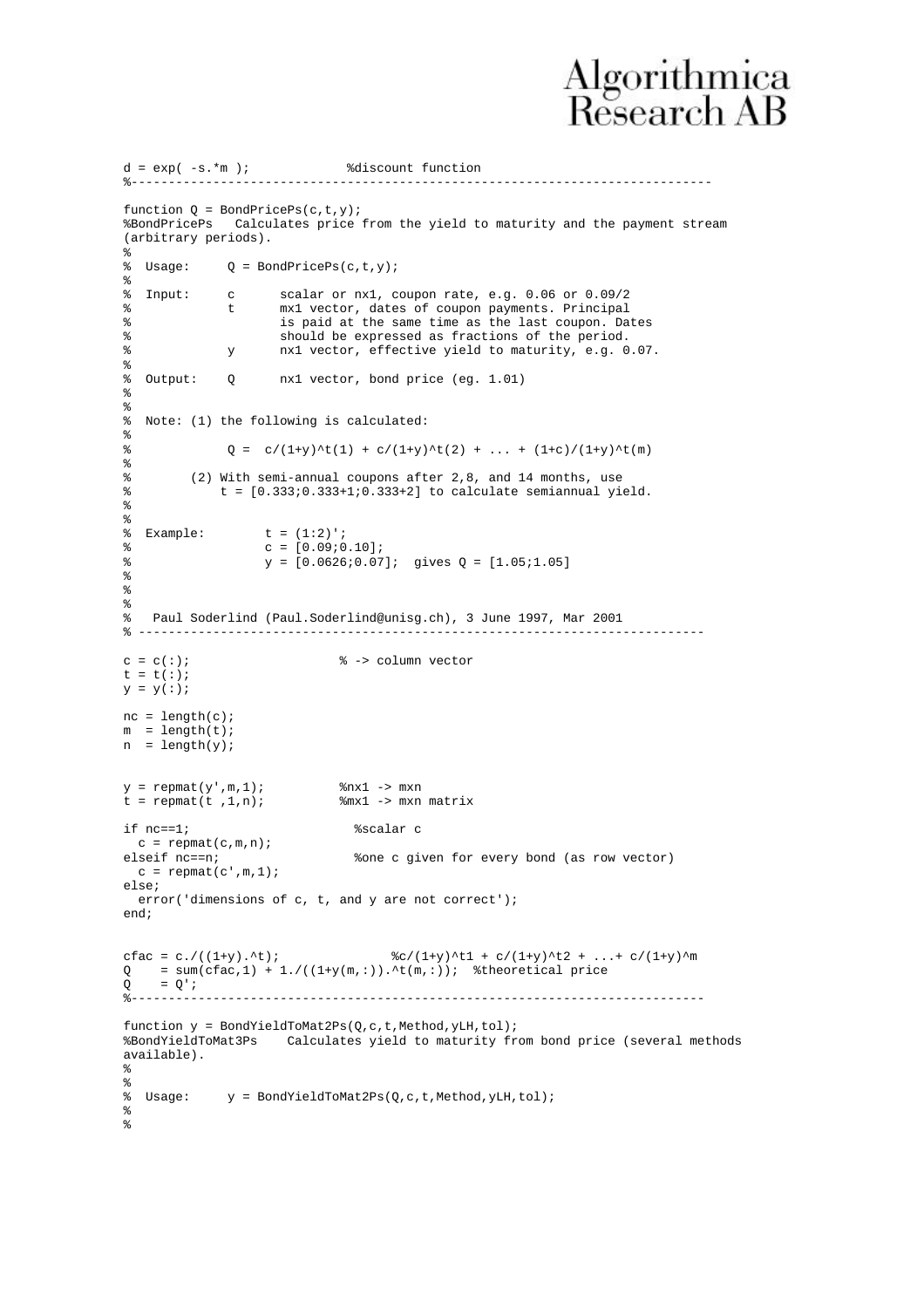```
d = exp( -s.*m );             %discount function
%----------------------------------------------------------------------------

function Q = BondPricePs(c,t,y);
%BondPricePs   Calculates price from the yield to maturity and the payment stream
(arbitrary periods).
%
%  Usage:     Q = BondPricePs(c,t,y);
%
%  Input:     c      scalar or nx1, coupon rate, e.g. 0.06 or 0.09/2
%             t      mx1 vector, dates of coupon payments. Principal
%                    is paid at the same time as the last coupon. Dates
%                    should be expressed as fractions of the period.
%             y      nx1 vector, effective yield to maturity, e.g. 0.07.
%
%  Output:    Q      nx1 vector, bond price (eg. 1.01)
%
%
%  Note: (1) the following is calculated:
%
%             Q =  c/(1+y)^t(1) + c/(1+y)^t(2) + ... + (1+c)/(1+y)^t(m)
%
%        (2) With semi-annual coupons after 2,8, and 14 months, use
%            t = [0.333;0.333+1;0.333+2] to calculate semiannual yield.
%
%
%  Example:        t = (1:2)';
%                  c = [0.09;0.10];
%                  y = [0.0626;0.07];  gives Q = [1.05;1.05]
%
%
%
%   Paul Soderlind (Paul.Soderlind@unisg.ch), 3 June 1997, Mar 2001
% ---------------------------------------------------------------------------

c = c(:);                    % -> column vector
t = t(:);
y = y(:);

nc = length(c);
m  = length(t);
n  = length(y);


y = repmat(y',m,1);          %nx1 -> mxn
t = repmat(t ,1,n);          %mx1 -> mxn matrix

if nc==1;                      %scalar c
  c = repmat(c,m,n);
elseif nc==n;                  %one c given for every bond (as row vector)
  c = repmat(c',m,1);
else;
  error('dimensions of c, t, and y are not correct');
end;


cfac = c./((1+y).^t);               %c/(1+y)^t1 + c/(1+y)^t2 + ...+ c/(1+y)^m
Q    = sum(cfac,1) + 1./((1+y(m,:)).^t(m,:));  %theoretical price
Q    = Q';
%---------------------------------------------------------------------------

function y = BondYieldToMat2Ps(Q,c,t,Method,yLH,tol);
%BondYieldToMat3Ps    Calculates yield to maturity from bond price (several methods
available).
%
%
%  Usage:     y = BondYieldToMat2Ps(Q,c,t,Method,yLH,tol);
%
%
```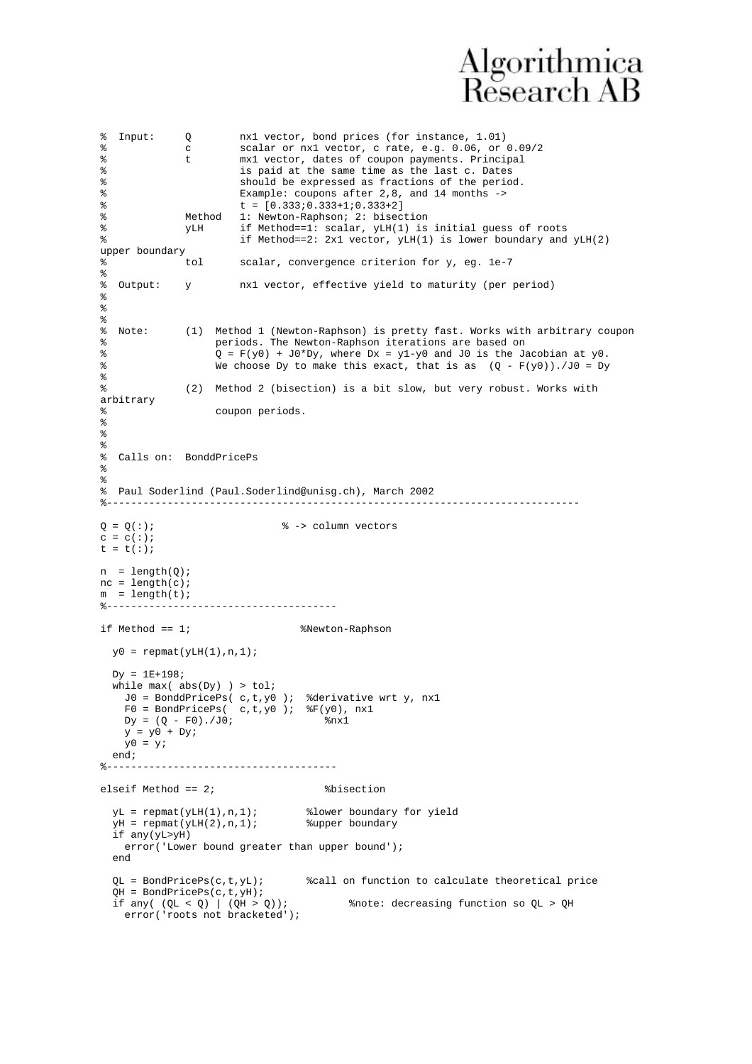```
%  Input:     Q        nx1 vector, bond prices (for instance, 1.01)
%             c        scalar or nx1 vector, c rate, e.g. 0.06, or 0.09/2
%             t        mx1 vector, dates of coupon payments. Principal
%                      is paid at the same time as the last c. Dates
%                      should be expressed as fractions of the period.
%                      Example: coupons after 2,8, and 14 months ->
%                      t = [0.333;0.333+1;0.333+2]
%             Method   1: Newton-Raphson; 2: bisection
%             yLH      if Method==1: scalar, yLH(1) is initial guess of roots
%                      if Method==2: 2x1 vector, yLH(1) is lower boundary and yLH(2)
upper boundary
%             tol      scalar, convergence criterion for y, eg. 1e-7
%
%  Output:    y        nx1 vector, effective yield to maturity (per period)
%
%
%
%  Note:      (1)  Method 1 (Newton-Raphson) is pretty fast. Works with arbitrary coupon
%                  periods. The Newton-Raphson iterations are based on
%                  Q = F(y0) + J0*Dy, where Dx = y1-y0 and J0 is the Jacobian at y0.
%                  We choose Dy to make this exact, that is as  (Q - F(y0))./J0 = Dy
%
%             (2)  Method 2 (bisection) is a bit slow, but very robust. Works with
arbitrary
%                  coupon periods.
%
%
%
%  Calls on:  BonddPricePs
%
%
%  Paul Soderlind (Paul.Soderlind@unisg.ch), March 2002
%-----------------------------------------------------------------------------

Q = Q(:);                    % -> column vectors
c = c(:);
t = t(:);

n  = length(Q);
nc = length(c);
m  = length(t);
%-------------------------------------

if Method == 1;                 %Newton-Raphson

  y0 = repmat(yLH(1),n,1);

  Dy = 1E+198;
  while max( abs(Dy) ) > tol;
    J0 = BonddPricePs( c,t,y0 );  %derivative wrt y, nx1
    F0 = BondPricePs(  c,t,y0 );  %F(y0), nx1
    Dy = (Q - F0)./J0;              %nx1
    y = y0 + Dy;
    y0 = y;
  end;
%-------------------------------------

elseif Method == 2;                 %bisection

  yL = repmat(yLH(1),n,1);        %lower boundary for yield
  yH = repmat(yLH(2),n,1);        %upper boundary
  if any(yL>yH)
    error('Lower bound greater than upper bound');
  end

  QL = BondPricePs(c,t,yL);       %call on function to calculate theoretical price
  QH = BondPricePs(c,t,yH);
  if any( (QL < Q) | (QH > Q));          %note: decreasing function so QL > QH
    error('roots not bracketed');
```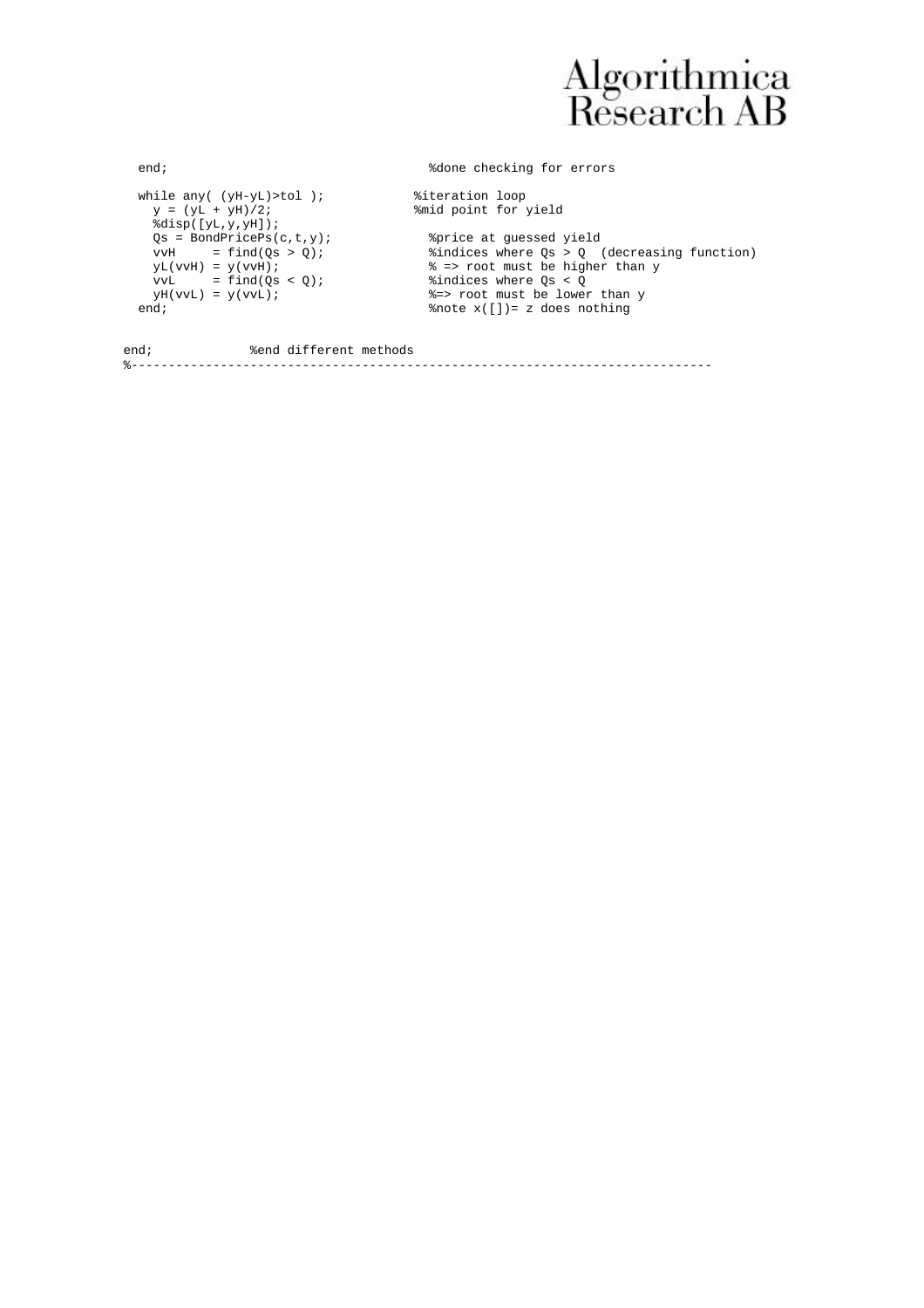```
  end;                                    %done checking for errors

  while any( (yH-yL)>tol );             %iteration loop
    y = (yL + yH)/2;                    %mid point for yield
    %disp([yL,y,yH]);
    Qs = BondPricePs(c,t,y);              %price at guessed yield
    vvH     = find(Qs > Q);               %indices where Qs > Q  (decreasing function)
    yL(vvH) = y(vvH);                     % => root must be higher than y
    vvL     = find(Qs < Q);               %indices where Qs < Q
    yH(vvL) = y(vvL);                     %=> root must be lower than y
  end;                                    %note x([])= z does nothing


end;             %end different methods
%------------------------------------------------------------------------------
```